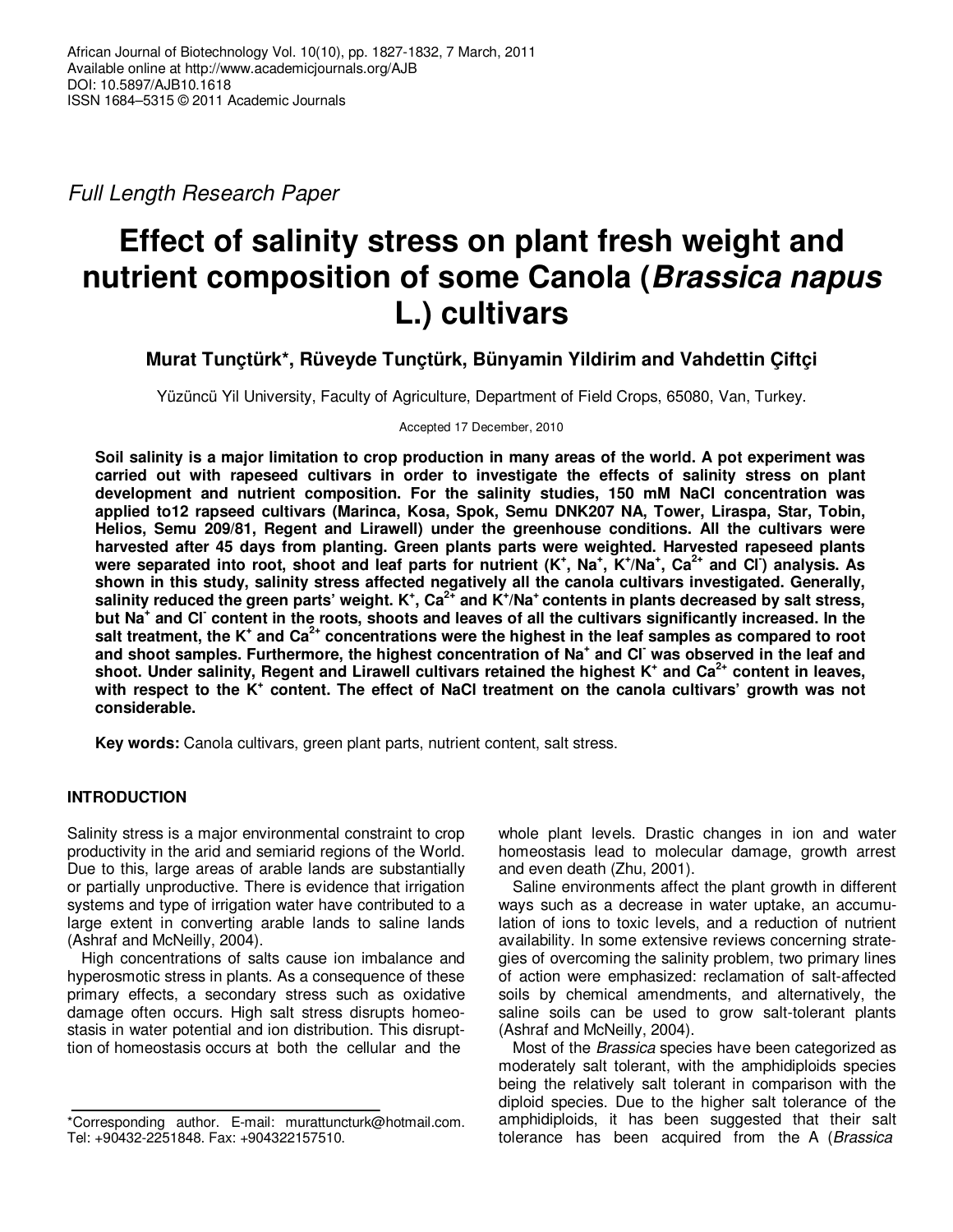*Full Length Research Paper*

# Effect of salinity stress on plant fresh weight and nutrient composition of some Canola (*Brassica napus* L.) cultivars

**Murat Tunçtürk*, Rüveyde Tunçtürk, Bünyamin Yildirim and Vahdettin Çiftçi**

Yüzüncü Yil University, Faculty of Agriculture, Department of Field Crops, 65080, Van, Turkey.

Accepted 17 December, 2010

**Soil salinity is a major limitation to crop production in many areas of the world. A pot experiment was carried out with rapeseed cultivars in order to investigate the effects of salinity stress on plant development and nutrient composition. For the salinity studies, 150 mM NaCl concentration was applied to12 rapseed cultivars (Marinca, Kosa, Spok, Semu DNK207 NA, Tower, Liraspa, Star, Tobin, Helios, Semu 209/81, Regent and Lirawell) under the greenhouse conditions. All the cultivars were harvested after 45 days from planting. Green plants parts were weighted. Harvested rapeseed plants were separated into root, shoot and leaf parts for nutrient ($K^+$, $Na^+$, $K^+/Na^+$, $Ca^{2+}$ and $Cl^-$) analysis. As shown in this study, salinity stress affected negatively all the canola cultivars investigated. Generally, salinity reduced the green parts' weight. $K^+$, $Ca^{2+}$ and $K^+/Na^+$ contents in plants decreased by salt stress, but $Na^+$ and $Cl^-$ content in the roots, shoots and leaves of all the cultivars significantly increased. In the salt treatment, the $K^+$ and $Ca^{2+}$ concentrations were the highest in the leaf samples as compared to root and shoot samples. Furthermore, the highest concentration of $Na^+$ and $Cl^-$ was observed in the leaf and shoot. Under salinity, Regent and Lirawell cultivars retained the highest $K^+$ and $Ca^{2+}$ content in leaves, with respect to the $K^+$ content. The effect of NaCl treatment on the canola cultivars' growth was not considerable.**

**Key words:** Canola cultivars, green plant parts, nutrient content, salt stress.

## INTRODUCTION

Salinity stress is a major environmental constraint to crop productivity in the arid and semiarid regions of the World. Due to this, large areas of arable lands are substantially or partially unproductive. There is evidence that irrigation systems and type of irrigation water have contributed to a large extent in converting arable lands to saline lands (Ashraf and McNeilly, 2004).

High concentrations of salts cause ion imbalance and hyperosmotic stress in plants. As a consequence of these primary effects, a secondary stress such as oxidative damage often occurs. High salt stress disrupts homeostasis in water potential and ion distribution. This disruption of homeostasis occurs at both the cellular and the whole plant levels. Drastic changes in ion and water homeostasis lead to molecular damage, growth arrest and even death (Zhu, 2001).

Saline environments affect the plant growth in different ways such as a decrease in water uptake, an accumulation of ions to toxic levels, and a reduction of nutrient availability. In some extensive reviews concerning strategies of overcoming the salinity problem, two primary lines of action were emphasized: reclamation of salt-affected soils by chemical amendments, and alternatively, the saline soils can be used to grow salt-tolerant plants (Ashraf and McNeilly, 2004).

Most of the *Brassica* species have been categorized as moderately salt tolerant, with the amphidiploids species being the relatively salt tolerant in comparison with the diploid species. Due to the higher salt tolerance of the amphidiploids, it has been suggested that their salt tolerance has been acquired from the A (*Brassica*

*Corresponding author. E-mail: murattuncturk@hotmail.com. Tel: +90432-2251848. Fax: +904322157510.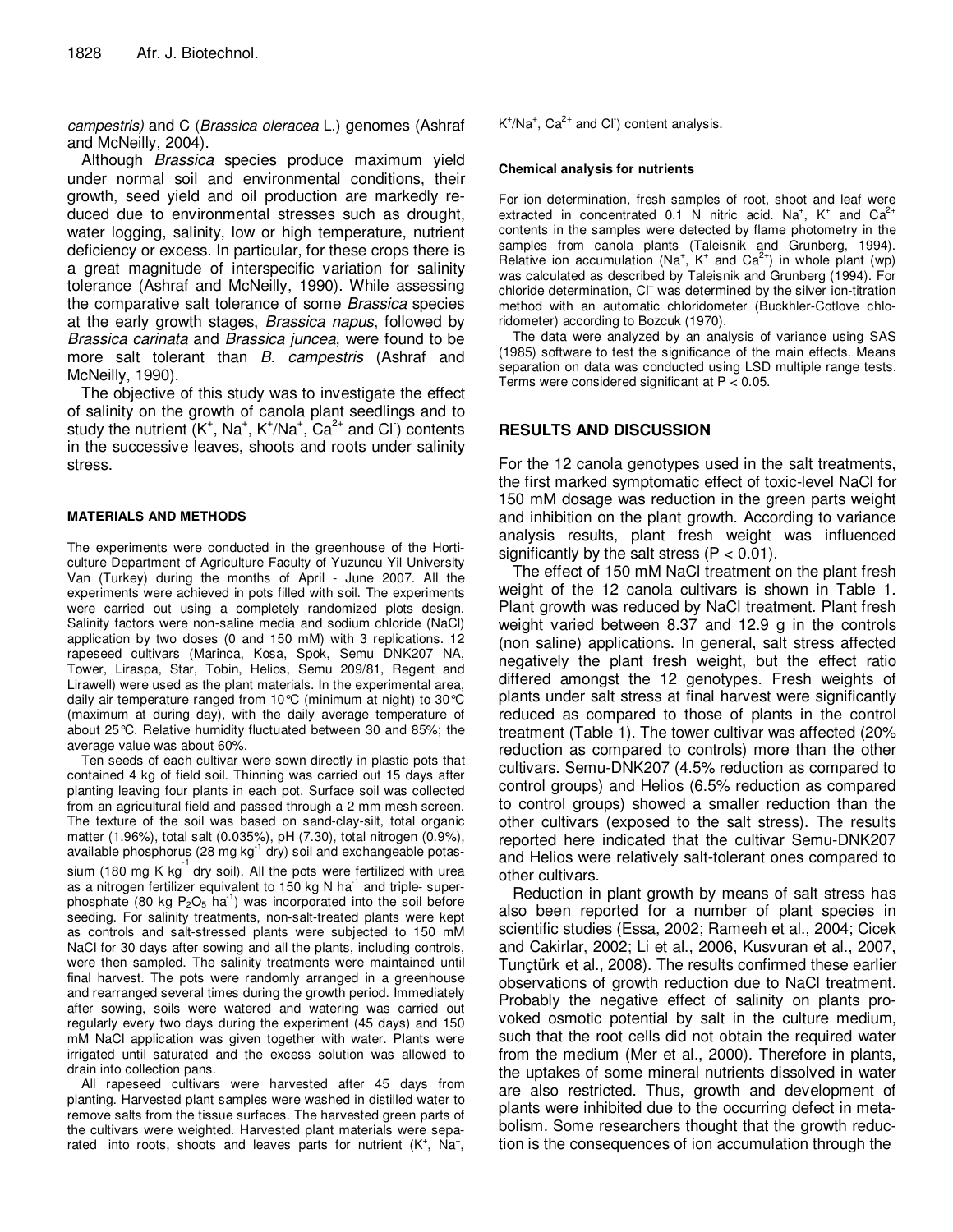*campestris)* and C (*Brassica oleracea* L.) genomes (Ashraf and McNeilly, 2004).

Although *Brassica* species produce maximum yield under normal soil and environmental conditions, their growth, seed yield and oil production are markedly reduced due to environmental stresses such as drought, water logging, salinity, low or high temperature, nutrient deficiency or excess. In particular, for these crops there is a great magnitude of interspecific variation for salinity tolerance (Ashraf and McNeilly, 1990). While assessing the comparative salt tolerance of some *Brassica* species at the early growth stages, *Brassica napus*, followed by *Brassica carinata* and *Brassica juncea*, were found to be more salt tolerant than *B. campestris* (Ashraf and McNeilly, 1990).

The objective of this study was to investigate the effect of salinity on the growth of canola plant seedlings and to study the nutrient ($K^+$, $Na^+$, $K^+/Na^+$, $Ca^{2+}$ and $Cl^-$) contents in the successive leaves, shoots and roots under salinity stress.

## MATERIALS AND METHODS

The experiments were conducted in the greenhouse of the Horticulture Department of Agriculture Faculty of Yuzuncu Yil University Van (Turkey) during the months of April - June 2007. All the experiments were achieved in pots filled with soil. The experiments were carried out using a completely randomized plots design. Salinity factors were non-saline media and sodium chloride (NaCl) application by two doses (0 and 150 mM) with 3 replications. 12 rapeseed cultivars (Marinca, Kosa, Spok, Semu DNK207 NA, Tower, Liraspa, Star, Tobin, Helios, Semu 209/81, Regent and Lirawell) were used as the plant materials. In the experimental area, daily air temperature ranged from 10°C (minimum at night) to 30°C (maximum at during day), with the daily average temperature of about 25°C. Relative humidity fluctuated between 30 and 85%; the average value was about 60%.

Ten seeds of each cultivar were sown directly in plastic pots that contained 4 kg of field soil. Thinning was carried out 15 days after planting leaving four plants in each pot. Surface soil was collected from an agricultural field and passed through a 2 mm mesh screen. The texture of the soil was based on sand-clay-silt, total organic matter (1.96%), total salt (0.035%), pH (7.30), total nitrogen (0.9%), available phosphorus (28 mg $kg^{-1}$ dry) soil and exchangeable potassium (180 mg K $kg^{-1}$ dry soil). All the pots were fertilized with urea as a nitrogen fertilizer equivalent to 150 kg N $ha^{-1}$ and triple- superphosphate (80 kg $P_2O_5$ $ha^{-1}$) was incorporated into the soil before seeding. For salinity treatments, non-salt-treated plants were kept as controls and salt-stressed plants were subjected to 150 mM NaCl for 30 days after sowing and all the plants, including controls, were then sampled. The salinity treatments were maintained until final harvest. The pots were randomly arranged in a greenhouse and rearranged several times during the growth period. Immediately after sowing, soils were watered and watering was carried out regularly every two days during the experiment (45 days) and 150 mM NaCl application was given together with water. Plants were irrigated until saturated and the excess solution was allowed to drain into collection pans.

All rapeseed cultivars were harvested after 45 days from planting. Harvested plant samples were washed in distilled water to remove salts from the tissue surfaces. The harvested green parts of the cultivars were weighted. Harvested plant materials were separated into roots, shoots and leaves parts for nutrient ($K^+$, $Na^+$, $K^+/Na^+$, $Ca^{2+}$ and $Cl^-$) content analysis.

### Chemical analysis for nutrients

For ion determination, fresh samples of root, shoot and leaf were extracted in concentrated 0.1 N nitric acid. $Na^+$, $K^+$ and $Ca^{2+}$ contents in the samples were detected by flame photometry in the samples from canola plants (Taleisnik and Grunberg, 1994). Relative ion accumulation ($Na^+$, $K^+$ and $Ca^{2+}$) in whole plant (wp) was calculated as described by Taleisnik and Grunberg (1994). For chloride determination, $Cl^-$ was determined by the silver ion-titration method with an automatic chloridometer (Buckhler-Cotlove chloridometer) according to Bozcuk (1970).

The data were analyzed by an analysis of variance using SAS (1985) software to test the significance of the main effects. Means separation on data was conducted using LSD multiple range tests. Terms were considered significant at $P < 0.05$.

## RESULTS AND DISCUSSION

For the 12 canola genotypes used in the salt treatments, the first marked symptomatic effect of toxic-level NaCl for 150 mM dosage was reduction in the green parts weight and inhibition on the plant growth. According to variance analysis results, plant fresh weight was influenced significantly by the salt stress ($P < 0.01$).

The effect of 150 mM NaCl treatment on the plant fresh weight of the 12 canola cultivars is shown in Table 1. Plant growth was reduced by NaCl treatment. Plant fresh weight varied between 8.37 and 12.9 g in the controls (non saline) applications. In general, salt stress affected negatively the plant fresh weight, but the effect ratio differed amongst the 12 genotypes. Fresh weights of plants under salt stress at final harvest were significantly reduced as compared to those of plants in the control treatment (Table 1). The tower cultivar was affected (20% reduction as compared to controls) more than the other cultivars. Semu-DNK207 (4.5% reduction as compared to control groups) and Helios (6.5% reduction as compared to control groups) showed a smaller reduction than the other cultivars (exposed to the salt stress). The results reported here indicated that the cultivar Semu-DNK207 and Helios were relatively salt-tolerant ones compared to other cultivars.

Reduction in plant growth by means of salt stress has also been reported for a number of plant species in scientific studies (Essa, 2002; Rameeh et al., 2004; Cicek and Cakirlar, 2002; Li et al., 2006, Kusvuran et al., 2007, Tunçtürk et al., 2008). The results confirmed these earlier observations of growth reduction due to NaCl treatment. Probably the negative effect of salinity on plants provoked osmotic potential by salt in the culture medium, such that the root cells did not obtain the required water from the medium (Mer et al., 2000). Therefore in plants, the uptakes of some mineral nutrients dissolved in water are also restricted. Thus, growth and development of plants were inhibited due to the occurring defect in metabolism. Some researchers thought that the growth reduction is the consequences of ion accumulation through the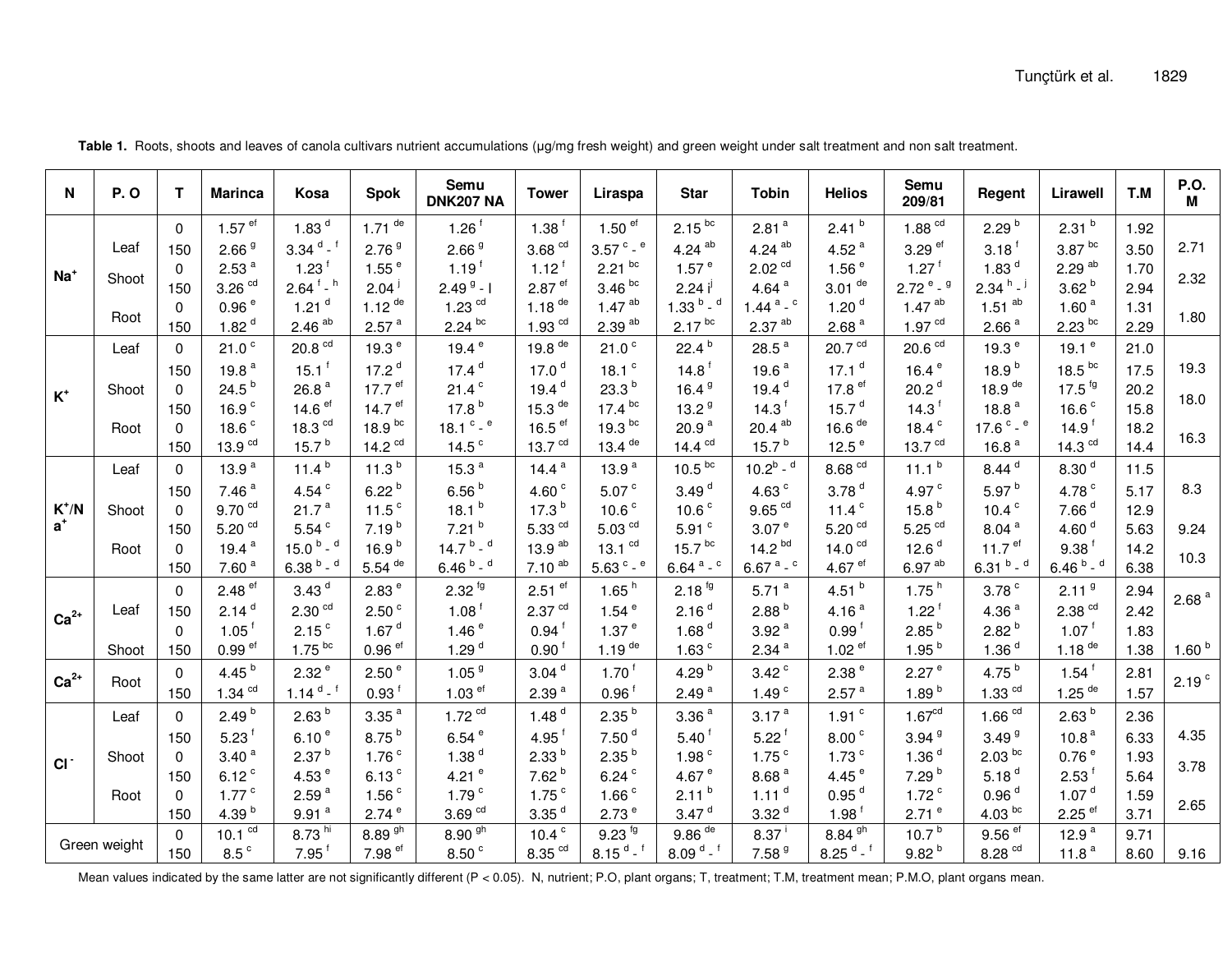**Table 1.** Roots, shoots and leaves of canola cultivars nutrient accumulations (μg/mg fresh weight) and green weight under salt treatment and non salt treatment.

| N | P. O | T | Marinca | Kosa | Spok | Semu DNK207 NA | Tower | Liraspa | Star | Tobin | Helios | Semu 209/81 | Regent | Lirawell | T.M | P.O. M |
|---|---|---|---|---|---|---|---|---|---|---|---|---|---|---|---|---|
| $Na^+$ | Leaf | 0 | 1.57 [ef] | 1.83 [d] | 1.71 [de] | 1.26 [f] | 1.38 [f] | 1.50 [ef] | 2.15 [bc] | 2.81 [a] | 2.41 [b] | 1.88 [cd] | 2.29 [b] | 2.31 [b] | 1.92 | |
| | | 150 | 2.66 [g] | 3.34 [d - f] | 2.76 [g] | 2.66 [g] | 3.68 [cd] | 3.57 [c - e] | 4.24 [ab] | 4.24 [ab] | 4.52 [a] | 3.29 [ef] | 3.18 [f] | 3.87 [bc] | 3.50 | 2.71 |
| | Shoot | 0 | 2.53 [a] | 1.23 [f] | 1.55 [e] | 1.19 [f] | 1.12 [f] | 2.21 [bc] | 1.57 [e] | 2.02 [cd] | 1.56 [e] | 1.27 [f] | 1.83 [d] | 2.29 [ab] | 1.70 | 2.32 |
| | | 150 | 3.26 [cd] | 2.64 [f - h] | 2.04 [j] | 2.49 [g - I] | 2.87 [ef] | 3.46 [bc] | 2.24 [ij] | 4.64 [a] | 3.01 [de] | 2.72 [e - g] | 2.34 [h - j] | 3.62 [b] | 2.94 | |
| | Root | 0 | 0.96 [e] | 1.21 [d] | 1.12 [de] | 1.23 [cd] | 1.18 [de] | 1.47 [ab] | 1.33 [b - d] | 1.44 [a - c] | 1.20 [d] | 1.47 [ab] | 1.51 [ab] | 1.60 [a] | 1.31 | 1.80 |
| | | 150 | 1.82 [d] | 2.46 [ab] | 2.57 [a] | 2.24 [bc] | 1.93 [cd] | 2.39 [ab] | 2.17 [bc] | 2.37 [ab] | 2.68 [a] | 1.97 [cd] | 2.66 [a] | 2.23 [bc] | 2.29 | |
| $K^+$ | Leaf | 0 | 21.0 [c] | 20.8 [cd] | 19.3 [e] | 19.4 [e] | 19.8 [de] | 21.0 [c] | 22.4 [b] | 28.5 [a] | 20.7 [cd] | 20.6 [cd] | 19.3 [e] | 19.1 [e] | 21.0 | |
| | | 150 | 19.8 [a] | 15.1 [f] | 17.2 [d] | 17.4 [d] | 17.0 [d] | 18.1 [c] | 14.8 [f] | 19.6 [a] | 17.1 [d] | 16.4 [e] | 18.9 [b] | 18.5 [bc] | 17.5 | 19.3 |
| | Shoot | 0 | 24.5 [b] | 26.8 [a] | 17.7 [ef] | 21.4 [c] | 19.4 [d] | 23.3 [b] | 16.4 [g] | 19.4 [d] | 17.8 [ef] | 20.2 [d] | 18.9 [de] | 17.5 [fg] | 20.2 | 18.0 |
| | | 150 | 16.9 [c] | 14.6 [ef] | 14.7 [ef] | 17.8 [b] | 15.3 [de] | 17.4 [bc] | 13.2 [g] | 14.3 [f] | 15.7 [d] | 14.3 [f] | 18.8 [a] | 16.6 [c] | 15.8 | |
| | Root | 0 | 18.6 [c] | 18.3 [cd] | 18.9 [bc] | 18.1 [c - e] | 16.5 [ef] | 19.3 [bc] | 20.9 [a] | 20.4 [ab] | 16.6 [de] | 18.4 [c] | 17.6 [c - e] | 14.9 [f] | 18.2 | 16.3 |
| | | 150 | 13.9 [cd] | 15.7 [b] | 14.2 [cd] | 14.5 [c] | 13.7 [cd] | 13.4 [de] | 14.4 [cd] | 15.7 [b] | 12.5 [e] | 13.7 [cd] | 16.8 [a] | 14.3 [cd] | 14.4 | |
| $K^+/Na^+$ | Leaf | 0 | 13.9 [a] | 11.4 [b] | 11.3 [b] | 15.3 [a] | 14.4 [a] | 13.9 [a] | 10.5 [bc] | 10.2 [b - d] | 8.68 [cd] | 11.1 [b] | 8.44 [d] | 8.30 [d] | 11.5 | |
| | | 150 | 7.46 [a] | 4.54 [c] | 6.22 [b] | 6.56 [b] | 4.60 [c] | 5.07 [c] | 3.49 [d] | 4.63 [c] | 3.78 [d] | 4.97 [c] | 5.97 [b] | 4.78 [c] | 5.17 | 8.3 |
| | Shoot | 0 | 9.70 [cd] | 21.7 [a] | 11.5 [c] | 18.1 [b] | 17.3 [b] | 10.6 [c] | 10.6 [c] | 9.65 [cd] | 11.4 [c] | 15.8 [b] | 10.4 [c] | 7.66 [d] | 12.9 | 9.24 |
| | | 150 | 5.20 [cd] | 5.54 [c] | 7.19 [b] | 7.21 [b] | 5.33 [cd] | 5.03 [cd] | 5.91 [c] | 3.07 [e] | 5.20 [cd] | 5.25 [cd] | 8.04 [a] | 4.60 [d] | 5.63 | |
| | Root | 0 | 19.4 [a] | 15.0 [b - d] | 16.9 [b] | 14.7 [b - d] | 13.9 [ab] | 13.1 [cd] | 15.7 [bc] | 14.2 [bd] | 14.0 [cd] | 12.6 [d] | 11.7 [ef] | 9.38 [f] | 14.2 | 10.3 |
| | | 150 | 7.60 [a] | 6.38 [b - d] | 5.54 [de] | 6.46 [b - d] | 7.10 [ab] | 5.63 [c - e] | 6.64 [a - c] | 6.67 [a - c] | 4.67 [ef] | 6.97 [ab] | 6.31 [b - d] | 6.46 [b - d] | 6.38 | |
| $Ca^{2+}$ | Leaf | 0 | 2.48 [ef] | 3.43 [d] | 2.83 [e] | 2.32 [fg] | 2.51 [ef] | 1.65 [h] | 2.18 [fg] | 5.71 [a] | 4.51 [b] | 1.75 [h] | 3.78 [c] | 2.11 [g] | 2.94 | 2.68 [a] |
| | | 150 | 2.14 [d] | 2.30 [cd] | 2.50 [c] | 1.08 [f] | 2.37 [cd] | 1.54 [e] | 2.16 [d] | 2.88 [b] | 4.16 [a] | 1.22 [f] | 4.36 [a] | 2.38 [cd] | 2.42 | |
| | Shoot | 0 | 1.05 [f] | 2.15 [c] | 1.67 [d] | 1.46 [e] | 0.94 [f] | 1.37 [e] | 1.68 [d] | 3.92 [a] | 0.99 [f] | 2.85 [b] | 2.82 [b] | 1.07 [f] | 1.83 | |
| | | 150 | 0.99 [ef] | 1.75 [bc] | 0.96 [ef] | 1.29 [d] | 0.90 [f] | 1.19 [de] | 1.63 [c] | 2.34 [a] | 1.02 [ef] | 1.95 [b] | 1.36 [d] | 1.18 [de] | 1.38 | 1.60 [b] |
| $Ca^{2+}$ | Root | 0 | 4.45 [b] | 2.32 [e] | 2.50 [e] | 1.05 [g] | 3.04 [d] | 1.70 [f] | 4.29 [b] | 3.42 [c] | 2.38 [e] | 2.27 [e] | 4.75 [b] | 1.54 [f] | 2.81 | 2.19 [c] |
| | | 150 | 1.34 [cd] | 1.14 [d - f] | 0.93 [f] | 1.03 [ef] | 2.39 [a] | 0.96 [f] | 2.49 [a] | 1.49 [c] | 2.57 [a] | 1.89 [b] | 1.33 [cd] | 1.25 [de] | 1.57 | |
| $Cl^-$ | Leaf | 0 | 2.49 [b] | 2.63 [b] | 3.35 [a] | 1.72 [cd] | 1.48 [d] | 2.35 [b] | 3.36 [a] | 3.17 [a] | 1.91 [c] | 1.67 [cd] | 1.66 [cd] | 2.63 [b] | 2.36 | |
| | | 150 | 5.23 [f] | 6.10 [e] | 8.75 [b] | 6.54 [e] | 4.95 [f] | 7.50 [d] | 5.40 [f] | 5.22 [f] | 8.00 [c] | 3.94 [g] | 3.49 [g] | 10.8 [a] | 6.33 | 4.35 |
| | Shoot | 0 | 3.40 [a] | 2.37 [b] | 1.76 [c] | 1.38 [d] | 2.33 [b] | 2.35 [b] | 1.98 [c] | 1.75 [c] | 1.73 [c] | 1.36 [d] | 2.03 [bc] | 0.76 [e] | 1.93 | 3.78 |
| | | 150 | 6.12 [c] | 4.53 [e] | 6.13 [c] | 4.21 [e] | 7.62 [b] | 6.24 [c] | 4.67 [e] | 8.68 [a] | 4.45 [e] | 7.29 [b] | 5.18 [d] | 2.53 [f] | 5.64 | |
| | Root | 0 | 1.77 [c] | 2.59 [a] | 1.56 [c] | 1.79 [c] | 1.75 [c] | 1.66 [c] | 2.11 [b] | 1.11 [d] | 0.95 [d] | 1.72 [c] | 0.96 [d] | 1.07 [d] | 1.59 | 2.65 |
| | | 150 | 4.39 [b] | 9.91 [a] | 2.74 [e] | 3.69 [cd] | 3.35 [d] | 2.73 [e] | 3.47 [d] | 3.32 [d] | 1.98 [f] | 2.71 [e] | 4.03 [bc] | 2.25 [ef] | 3.71 | |
| Green weight | | 0 | 10.1 [cd] | 8.73 [hi] | 8.89 [gh] | 8.90 [gh] | 10.4 [c] | 9.23 [fg] | 9.86 [de] | 8.37 [i] | 8.84 [gh] | 10.7 [b] | 9.56 [ef] | 12.9 [a] | 9.71 | |
| | | 150 | 8.5 [c] | 7.95 [f] | 7.98 [ef] | 8.50 [c] | 8.35 [cd] | 8.15 [d - f] | 8.09 [d - f] | 7.58 [g] | 8.25 [d - f] | 9.82 [b] | 8.28 [cd] | 11.8 [a] | 8.60 | 9.16 |

Mean values indicated by the same latter are not significantly different ($P < 0.05$). N, nutrient; P.O, plant organs; T, treatment; T.M, treatment mean; P.M.O, plant organs mean.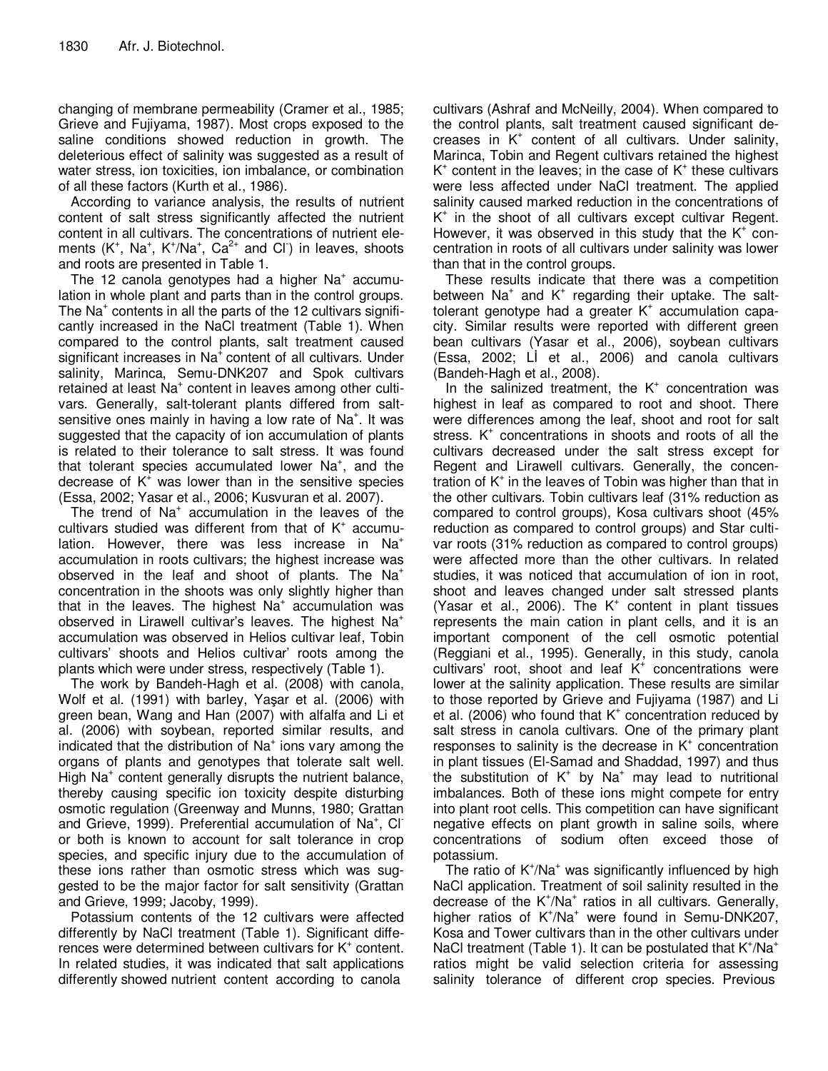changing of membrane permeability (Cramer et al., 1985; Grieve and Fujiyama, 1987). Most crops exposed to the saline conditions showed reduction in growth. The deleterious effect of salinity was suggested as a result of water stress, ion toxicities, ion imbalance, or combination of all these factors (Kurth et al., 1986).

According to variance analysis, the results of nutrient content of salt stress significantly affected the nutrient content in all cultivars. The concentrations of nutrient elements ($K^+$, $Na^+$, $K^+/Na^+$, $Ca^{2+}$ and $Cl^-$) in leaves, shoots and roots are presented in Table 1.

The 12 canola genotypes had a higher $Na^+$ accumulation in whole plant and parts than in the control groups. The $Na^+$ contents in all the parts of the 12 cultivars significantly increased in the NaCl treatment (Table 1). When compared to the control plants, salt treatment caused significant increases in $Na^+$ content of all cultivars. Under salinity, Marinca, Semu-DNK207 and Spok cultivars retained at least $Na^+$ content in leaves among other cultivars. Generally, salt-tolerant plants differed from salt-sensitive ones mainly in having a low rate of $Na^+$. It was suggested that the capacity of ion accumulation of plants is related to their tolerance to salt stress. It was found that tolerant species accumulated lower $Na^+$, and the decrease of $K^+$ was lower than in the sensitive species (Essa, 2002; Yasar et al., 2006; Kusvuran et al. 2007).

The trend of $Na^+$ accumulation in the leaves of the cultivars studied was different from that of $K^+$ accumulation. However, there was less increase in $Na^+$ accumulation in roots cultivars; the highest increase was observed in the leaf and shoot of plants. The $Na^+$ concentration in the shoots was only slightly higher than that in the leaves. The highest $Na^+$ accumulation was observed in Lirawell cultivar's leaves. The highest $Na^+$ accumulation was observed in Helios cultivar leaf, Tobin cultivars' shoots and Helios cultivar' roots among the plants which were under stress, respectively (Table 1).

The work by Bandeh-Hagh et al. (2008) with canola, Wolf et al. (1991) with barley, Yaşar et al. (2006) with green bean, Wang and Han (2007) with alfalfa and Li et al. (2006) with soybean, reported similar results, and indicated that the distribution of $Na^+$ ions vary among the organs of plants and genotypes that tolerate salt well. High $Na^+$ content generally disrupts the nutrient balance, thereby causing specific ion toxicity despite disturbing osmotic regulation (Greenway and Munns, 1980; Grattan and Grieve, 1999). Preferential accumulation of $Na^+$, $Cl^-$ or both is known to account for salt tolerance in crop species, and specific injury due to the accumulation of these ions rather than osmotic stress which was suggested to be the major factor for salt sensitivity (Grattan and Grieve, 1999; Jacoby, 1999).

Potassium contents of the 12 cultivars were affected differently by NaCl treatment (Table 1). Significant differences were determined between cultivars for $K^+$ content. In related studies, it was indicated that salt applications differently showed nutrient content according to canola cultivars (Ashraf and McNeilly, 2004). When compared to the control plants, salt treatment caused significant decreases in $K^+$ content of all cultivars. Under salinity, Marinca, Tobin and Regent cultivars retained the highest $K^+$ content in the leaves; in the case of $K^+$ these cultivars were less affected under NaCl treatment. The applied salinity caused marked reduction in the concentrations of $K^+$ in the shoot of all cultivars except cultivar Regent. However, it was observed in this study that the $K^+$ concentration in roots of all cultivars under salinity was lower than that in the control groups.

These results indicate that there was a competition between $Na^+$ and $K^+$ regarding their uptake. The salt-tolerant genotype had a greater $K^+$ accumulation capacity. Similar results were reported with different green bean cultivars (Yasar et al., 2006), soybean cultivars (Essa, 2002; Lİ et al., 2006) and canola cultivars (Bandeh-Hagh et al., 2008).

In the salinized treatment, the $K^+$ concentration was highest in leaf as compared to root and shoot. There were differences among the leaf, shoot and root for salt stress. $K^+$ concentrations in shoots and roots of all the cultivars decreased under the salt stress except for Regent and Lirawell cultivars. Generally, the concentration of $K^+$ in the leaves of Tobin was higher than that in the other cultivars. Tobin cultivars leaf (31% reduction as compared to control groups), Kosa cultivars shoot (45% reduction as compared to control groups) and Star cultivar roots (31% reduction as compared to control groups) were affected more than the other cultivars. In related studies, it was noticed that accumulation of ion in root, shoot and leaves changed under salt stressed plants (Yasar et al., 2006). The $K^+$ content in plant tissues represents the main cation in plant cells, and it is an important component of the cell osmotic potential (Reggiani et al., 1995). Generally, in this study, canola cultivars' root, shoot and leaf $K^+$ concentrations were lower at the salinity application. These results are similar to those reported by Grieve and Fujiyama (1987) and Li et al. (2006) who found that $K^+$ concentration reduced by salt stress in canola cultivars. One of the primary plant responses to salinity is the decrease in $K^+$ concentration in plant tissues (El-Samad and Shaddad, 1997) and thus the substitution of $K^+$ by $Na^+$ may lead to nutritional imbalances. Both of these ions might compete for entry into plant root cells. This competition can have significant negative effects on plant growth in saline soils, where concentrations of sodium often exceed those of potassium.

The ratio of $K^+/Na^+$ was significantly influenced by high NaCl application. Treatment of soil salinity resulted in the decrease of the $K^+/Na^+$ ratios in all cultivars. Generally, higher ratios of $K^+/Na^+$ were found in Semu-DNK207, Kosa and Tower cultivars than in the other cultivars under NaCl treatment (Table 1). It can be postulated that $K^+/Na^+$ ratios might be valid selection criteria for assessing salinity tolerance of different crop species. Previous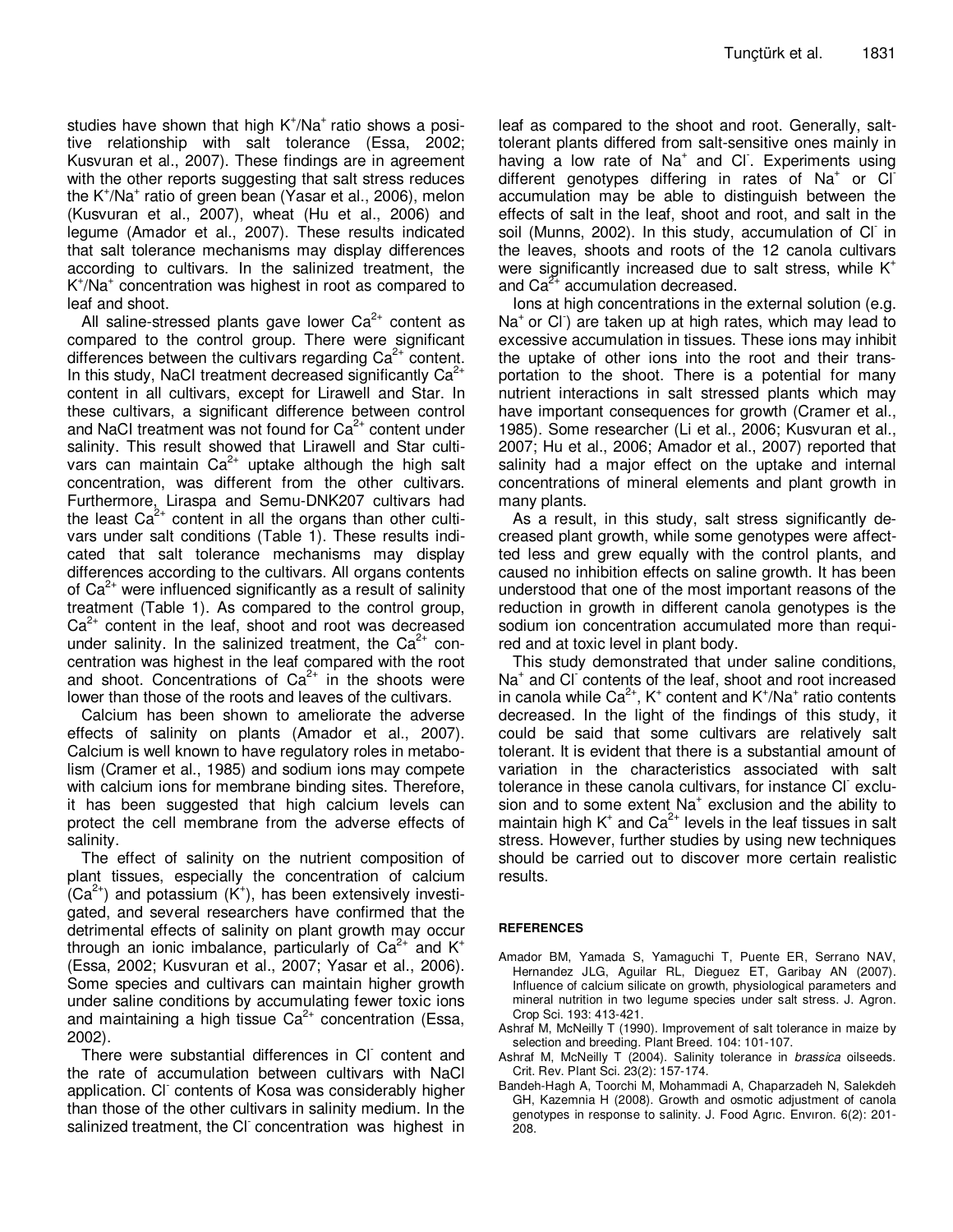studies have shown that high $K^+/Na^+$ ratio shows a positive relationship with salt tolerance (Essa, 2002; Kusvuran et al., 2007). These findings are in agreement with the other reports suggesting that salt stress reduces the $K^+/Na^+$ ratio of green bean (Yasar et al., 2006), melon (Kusvuran et al., 2007), wheat (Hu et al., 2006) and legume (Amador et al., 2007). These results indicated that salt tolerance mechanisms may display differences according to cultivars. In the salinized treatment, the $K^+/Na^+$ concentration was highest in root as compared to leaf and shoot.

All saline-stressed plants gave lower $Ca^{2+}$ content as compared to the control group. There were significant differences between the cultivars regarding $Ca^{2+}$ content. In this study, NaCl treatment decreased significantly $Ca^{2+}$ content in all cultivars, except for Lirawell and Star. In these cultivars, a significant difference between control and NaCl treatment was not found for $Ca^{2+}$ content under salinity. This result showed that Lirawell and Star cultivars can maintain $Ca^{2+}$ uptake although the high salt concentration, was different from the other cultivars. Furthermore, Liraspa and Semu-DNK207 cultivars had the least $Ca^{2+}$ content in all the organs than other cultivars under salt conditions (Table 1). These results indicated that salt tolerance mechanisms may display differences according to the cultivars. All organs contents of $Ca^{2+}$ were influenced significantly as a result of salinity treatment (Table 1). As compared to the control group, $Ca^{2+}$ content in the leaf, shoot and root was decreased under salinity. In the salinized treatment, the $Ca^{2+}$ concentration was highest in the leaf compared with the root and shoot. Concentrations of $Ca^{2+}$ in the shoots were lower than those of the roots and leaves of the cultivars.

Calcium has been shown to ameliorate the adverse effects of salinity on plants (Amador et al., 2007). Calcium is well known to have regulatory roles in metabolism (Cramer et al., 1985) and sodium ions may compete with calcium ions for membrane binding sites. Therefore, it has been suggested that high calcium levels can protect the cell membrane from the adverse effects of salinity.

The effect of salinity on the nutrient composition of plant tissues, especially the concentration of calcium ($Ca^{2+}$) and potassium ($K^+$), has been extensively investigated, and several researchers have confirmed that the detrimental effects of salinity on plant growth may occur through an ionic imbalance, particularly of $Ca^{2+}$ and $K^+$ (Essa, 2002; Kusvuran et al., 2007; Yasar et al., 2006). Some species and cultivars can maintain higher growth under saline conditions by accumulating fewer toxic ions and maintaining a high tissue $Ca^{2+}$ concentration (Essa, 2002).

There were substantial differences in $Cl^-$ content and the rate of accumulation between cultivars with NaCl application. $Cl^-$ contents of Kosa was considerably higher than those of the other cultivars in salinity medium. In the salinized treatment, the $Cl^-$ concentration was highest in leaf as compared to the shoot and root. Generally, salt-tolerant plants differed from salt-sensitive ones mainly in having a low rate of $Na^+$ and $Cl^-$. Experiments using different genotypes differing in rates of $Na^+$ or $Cl^-$ accumulation may be able to distinguish between the effects of salt in the leaf, shoot and root, and salt in the soil (Munns, 2002). In this study, accumulation of $Cl^-$ in the leaves, shoots and roots of the 12 canola cultivars were significantly increased due to salt stress, while $K^+$ and $Ca^{2+}$ accumulation decreased.

Ions at high concentrations in the external solution (e.g. $Na^+$ or $Cl^-$) are taken up at high rates, which may lead to excessive accumulation in tissues. These ions may inhibit the uptake of other ions into the root and their transportation to the shoot. There is a potential for many nutrient interactions in salt stressed plants which may have important consequences for growth (Cramer et al., 1985). Some researcher (Li et al., 2006; Kusvuran et al., 2007; Hu et al., 2006; Amador et al., 2007) reported that salinity had a major effect on the uptake and internal concentrations of mineral elements and plant growth in many plants.

As a result, in this study, salt stress significantly decreased plant growth, while some genotypes were affected less and grew equally with the control plants, and caused no inhibition effects on saline growth. It has been understood that one of the most important reasons of the reduction in growth in different canola genotypes is the sodium ion concentration accumulated more than required and at toxic level in plant body.

This study demonstrated that under saline conditions, $Na^+$ and $Cl^-$ contents of the leaf, shoot and root increased in canola while $Ca^{2+}$, $K^+$ content and $K^+/Na^+$ ratio contents decreased. In the light of the findings of this study, it could be said that some cultivars are relatively salt tolerant. It is evident that there is a substantial amount of variation in the characteristics associated with salt tolerance in these canola cultivars, for instance $Cl^-$ exclusion and to some extent $Na^+$ exclusion and the ability to maintain high $K^+$ and $Ca^{2+}$ levels in the leaf tissues in salt stress. However, further studies by using new techniques should be carried out to discover more certain realistic results.

## REFERENCES

Amador BM, Yamada S, Yamaguchi T, Puente ER, Serrano NAV, Hernandez JLG, Aguilar RL, Dieguez ET, Garibay AN (2007). Influence of calcium silicate on growth, physiological parameters and mineral nutrition in two legume species under salt stress. J. Agron. Crop Sci. 193: 413-421.

Ashraf M, McNeilly T (1990). Improvement of salt tolerance in maize by selection and breeding. Plant Breed. 104: 101-107.

Ashraf M, McNeilly T (2004). Salinity tolerance in *brassica* oilseeds. Crit. Rev. Plant Sci. 23(2): 157-174.

Bandeh-Hagh A, Toorchi M, Mohammadi A, Chaparzadeh N, Salekdeh GH, Kazemnia H (2008). Growth and osmotic adjustment of canola genotypes in response to salinity. J. Food Agrıc. Envıron. 6(2): 201-208.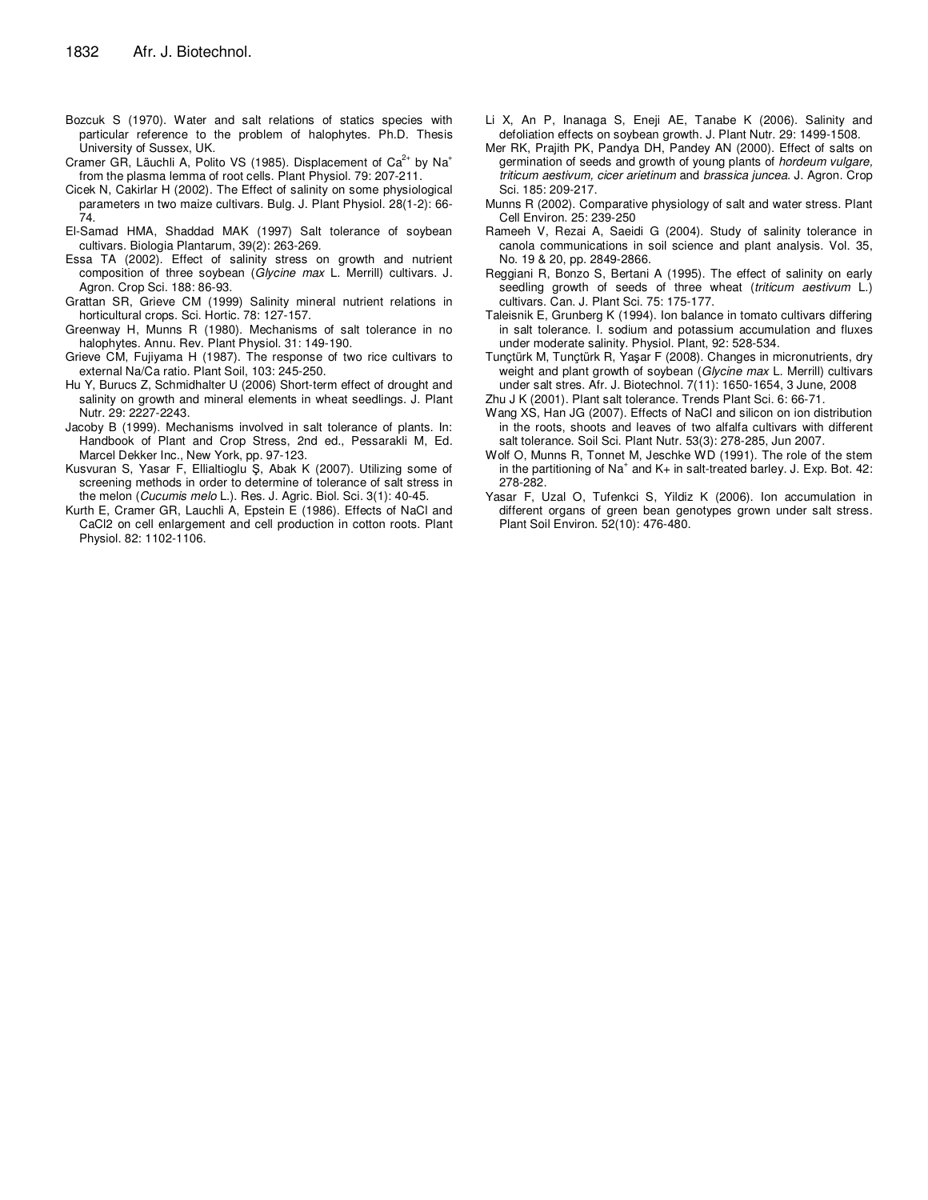Bozcuk S (1970). Water and salt relations of statics species with particular reference to the problem of halophytes. Ph.D. Thesis University of Sussex, UK.

Cramer GR, Läuchli A, Polito VS (1985). Displacement of $Ca^{2+}$ by $Na^{+}$ from the plasma lemma of root cells. Plant Physiol. 79: 207-211.

Cicek N, Cakirlar H (2002). The Effect of salinity on some physiological parameters ın two maize cultivars. Bulg. J. Plant Physiol. 28(1-2): 66-74.

El-Samad HMA, Shaddad MAK (1997) Salt tolerance of soybean cultivars. Biologia Plantarum, 39(2): 263-269.

Essa TA (2002). Effect of salinity stress on growth and nutrient composition of three soybean (*Glycine max* L. Merrill) cultivars. J. Agron. Crop Sci. 188: 86-93.

Grattan SR, Grieve CM (1999) Salinity mineral nutrient relations in horticultural crops. Sci. Hortic. 78: 127-157.

Greenway H, Munns R (1980). Mechanisms of salt tolerance in no halophytes. Annu. Rev. Plant Physiol. 31: 149-190.

Grieve CM, Fujiyama H (1987). The response of two rice cultivars to external Na/Ca ratio. Plant Soil, 103: 245-250.

Hu Y, Burucs Z, Schmidhalter U (2006) Short-term effect of drought and salinity on growth and mineral elements in wheat seedlings. J. Plant Nutr. 29: 2227-2243.

Jacoby B (1999). Mechanisms involved in salt tolerance of plants. In: Handbook of Plant and Crop Stress, 2nd ed., Pessarakli M, Ed. Marcel Dekker Inc., New York, pp. 97-123.

Kusvuran S, Yasar F, Ellialtioglu Ş, Abak K (2007). Utilizing some of screening methods in order to determine of tolerance of salt stress in the melon (*Cucumis melo* L.). Res. J. Agric. Biol. Sci. 3(1): 40-45.

Kurth E, Cramer GR, Lauchli A, Epstein E (1986). Effects of NaCl and CaCl2 on cell enlargement and cell production in cotton roots. Plant Physiol. 82: 1102-1106.

Li X, An P, Inanaga S, Eneji AE, Tanabe K (2006). Salinity and defoliation effects on soybean growth. J. Plant Nutr. 29: 1499-1508.

Mer RK, Prajith PK, Pandya DH, Pandey AN (2000). Effect of salts on germination of seeds and growth of young plants of *hordeum vulgare, triticum aestivum, cicer arietinum* and *brassica juncea*. J. Agron. Crop Sci. 185: 209-217.

Munns R (2002). Comparative physiology of salt and water stress. Plant Cell Environ. 25: 239-250

Rameeh V, Rezai A, Saeidi G (2004). Study of salinity tolerance in canola communications in soil science and plant analysis. Vol. 35, No. 19 & 20, pp. 2849-2866.

Reggiani R, Bonzo S, Bertani A (1995). The effect of salinity on early seedling growth of seeds of three wheat (*triticum aestivum* L.) cultivars. Can. J. Plant Sci. 75: 175-177.

Taleisnik E, Grunberg K (1994). Ion balance in tomato cultivars differing in salt tolerance. I. sodium and potassium accumulation and fluxes under moderate salinity. Physiol. Plant, 92: 528-534.

Tunçtürk M, Tunçtürk R, Yaşar F (2008). Changes in micronutrients, dry weight and plant growth of soybean (*Glycine max* L. Merrill) cultivars under salt stres. Afr. J. Biotechnol. 7(11): 1650-1654, 3 June, 2008

Zhu J K (2001). Plant salt tolerance. Trends Plant Sci. 6: 66-71.

Wang XS, Han JG (2007). Effects of NaCl and silicon on ion distribution in the roots, shoots and leaves of two alfalfa cultivars with different salt tolerance. Soil Sci. Plant Nutr. 53(3): 278-285, Jun 2007.

Wolf O, Munns R, Tonnet M, Jeschke WD (1991). The role of the stem in the partitioning of $Na^{+}$ and K+ in salt-treated barley. J. Exp. Bot. 42: 278-282.

Yasar F, Uzal O, Tufenkci S, Yildiz K (2006). Ion accumulation in different organs of green bean genotypes grown under salt stress. Plant Soil Environ. 52(10): 476-480.